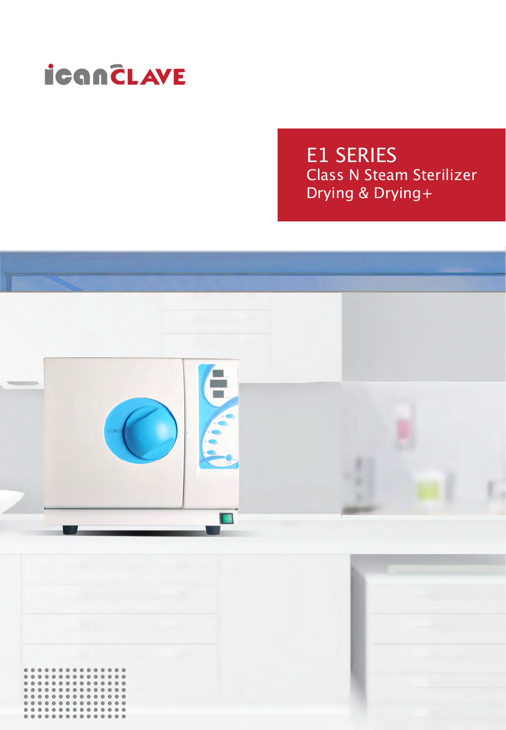icanCLAVE

# E1 SERIES

Class N Steam Sterilizer

Drying & Drying+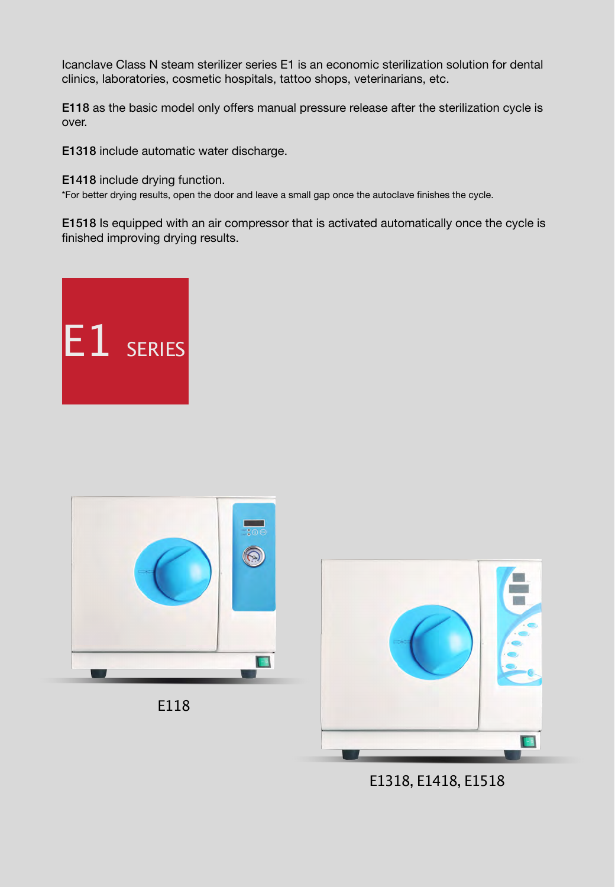Icanclave Class N steam sterilizer series E1 is an economic sterilization solution for dental clinics, laboratories, cosmetic hospitals, tattoo shops, veterinarians, etc.

**E118** as the basic model only offers manual pressure release after the sterilization cycle is over.

**E1318** include automatic water discharge.

**E1418** include drying function.
*For better drying results, open the door and leave a small gap once the autoclave finishes the cycle.

**E1518** Is equipped with an air compressor that is activated automatically once the cycle is finished improving drying results.

# E1 SERIES

E118

E1318, E1418, E1518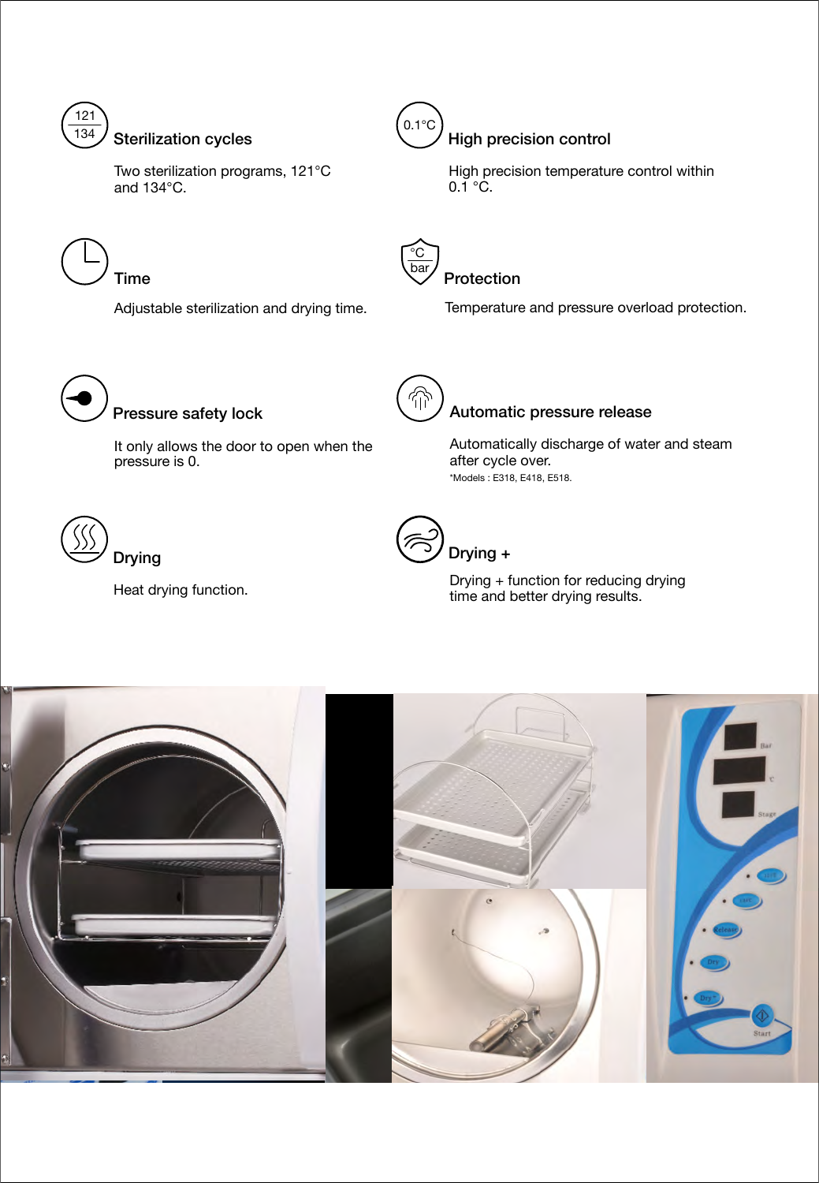### Sterilization cycles

Two sterilization programs, 121°C and 134°C.

### High precision control

High precision temperature control within 0.1 °C.

### Time

Adjustable sterilization and drying time.

### Protection

Temperature and pressure overload protection.

### Pressure safety lock

It only allows the door to open when the pressure is 0.

### Automatic pressure release

Automatically discharge of water and steam after cycle over.

*Models : E318, E418, E518.

### Drying

Heat drying function.

### Drying +

Drying + function for reducing drying time and better drying results.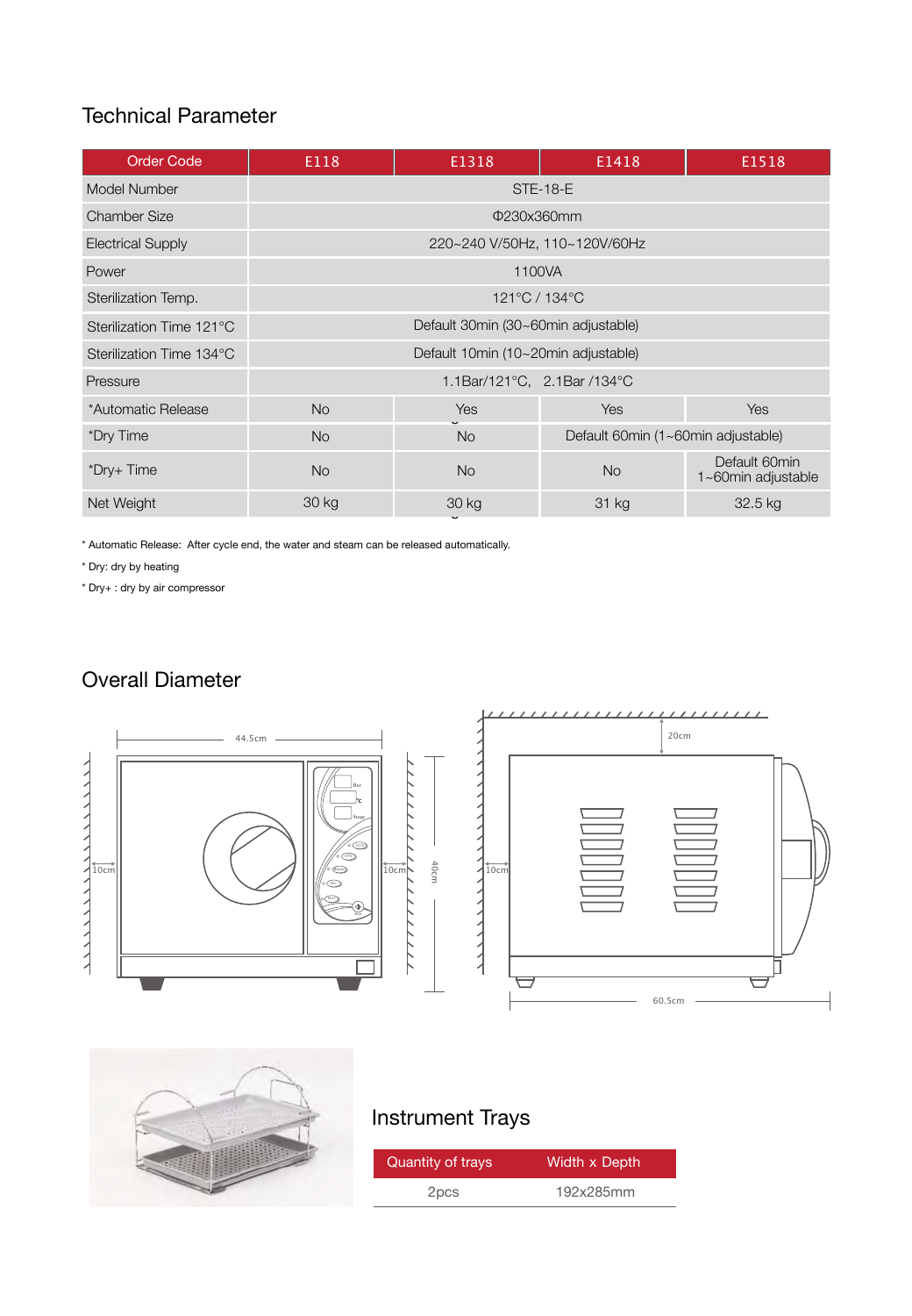## Technical Parameter

| Order Code | E118 | E1318 | E1418 | E1518 |
|---|---|---|---|---|
| Model Number | STE-18-E | | | |
| Chamber Size | Φ230x360mm | | | |
| Electrical Supply | 220~240 V/50Hz, 110~120V/60Hz | | | |
| Power | 1100VA | | | |
| Sterilization Temp. | 121°C / 134°C | | | |
| Sterilization Time 121°C | Default 30min (30~60min adjustable) | | | |
| Sterilization Time 134°C | Default 10min (10~20min adjustable) | | | |
| Pressure | 1.1Bar/121°C, 2.1Bar /134°C | | | |
| *Automatic Release | No | Yes | Yes | Yes |
| *Dry Time | No | No | Default 60min (1~60min adjustable) | |
| *Dry+ Time | No | No | No | Default 60min 1~60min adjustable |
| Net Weight | 30 kg | 30 kg | 31 kg | 32.5 kg |

* Automatic Release: After cycle end, the water and steam can be released automatically.

* Dry: dry by heating

* Dry+ : dry by air compressor

## Overall Diameter

44.5cm

10cm

10cm

40cm

20cm

10cm

60.5cm

## Instrument Trays

| Quantity of trays | Width x Depth |
|---|---|
| 2pcs | 192x285mm |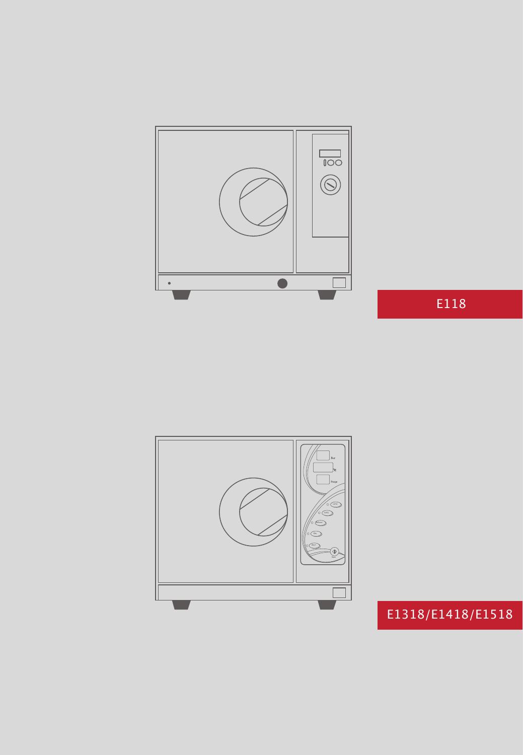E118

E1318/E1418/E1518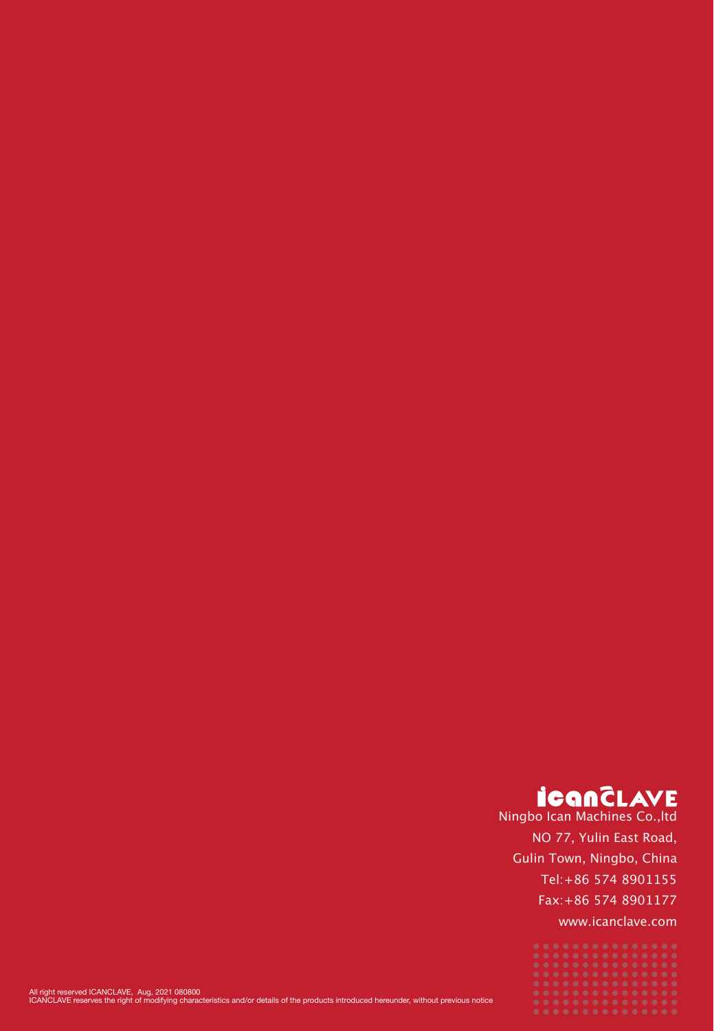ICANCLAVE

Ningbo Ican Machines Co.,ltd

NO 77, Yulin East Road,

Gulin Town, Ningbo, China

Tel:+86 574 8901155

Fax:+86 574 8901177

www.icanclave.com

All right reserved ICANCLAVE, Aug, 2021 080800

ICANCLAVE reserves the right of modifying characteristics and/or details of the products introduced hereunder, without previous notice